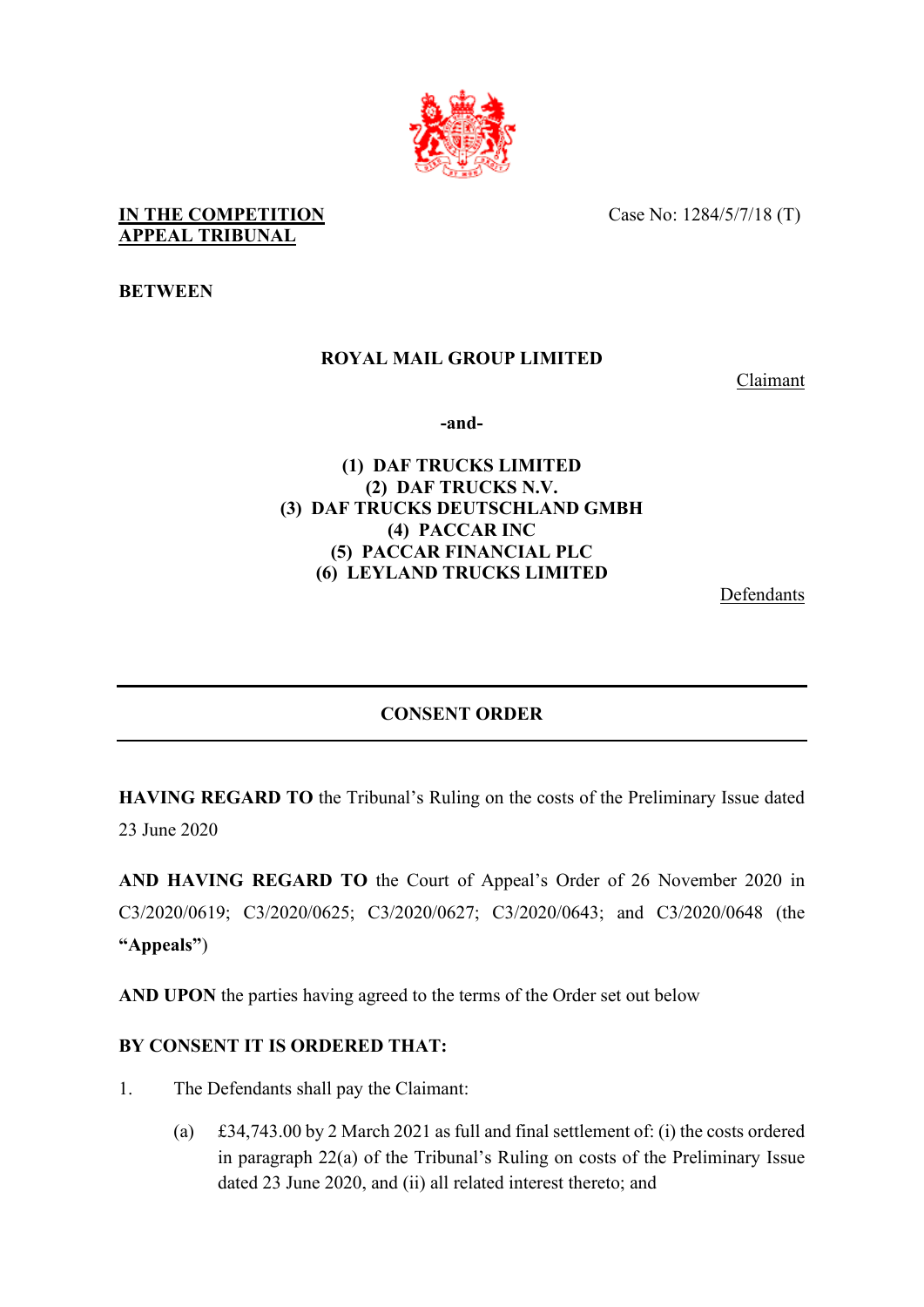**IN THE COMPETITION APPEAL TRIBUNAL**

Case No: 1284/5/7/18 (T)

**BETWEEN**

**ROYAL MAIL GROUP LIMITED**

Claimant

**-and-**

**(1) DAF TRUCKS LIMITED**
**(2) DAF TRUCKS N.V.**
**(3) DAF TRUCKS DEUTSCHLAND GMBH**
**(4) PACCAR INC**
**(5) PACCAR FINANCIAL PLC**
**(6) LEYLAND TRUCKS LIMITED**

Defendants

---

**CONSENT ORDER**

---

**HAVING REGARD TO** the Tribunal's Ruling on the costs of the Preliminary Issue dated 23 June 2020

**AND HAVING REGARD TO** the Court of Appeal's Order of 26 November 2020 in C3/2020/0619; C3/2020/0625; C3/2020/0627; C3/2020/0643; and C3/2020/0648 (the **"Appeals"**)

**AND UPON** the parties having agreed to the terms of the Order set out below

**BY CONSENT IT IS ORDERED THAT:**

1. The Defendants shall pay the Claimant:

   (a) £34,743.00 by 2 March 2021 as full and final settlement of: (i) the costs ordered in paragraph 22(a) of the Tribunal's Ruling on costs of the Preliminary Issue dated 23 June 2020, and (ii) all related interest thereto; and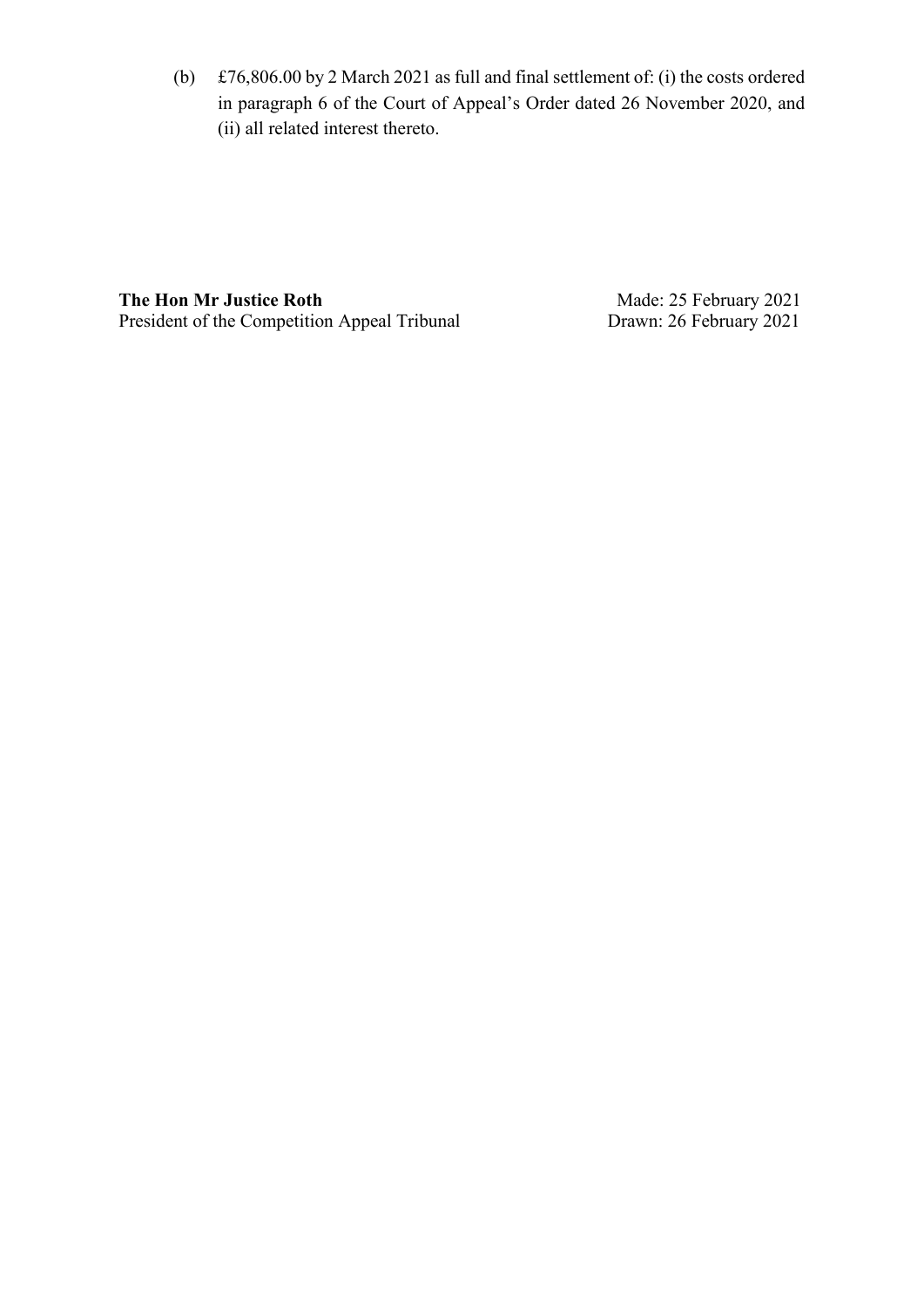(b) £76,806.00 by 2 March 2021 as full and final settlement of: (i) the costs ordered in paragraph 6 of the Court of Appeal's Order dated 26 November 2020, and (ii) all related interest thereto.

**The Hon Mr Justice Roth**
President of the Competition Appeal Tribunal

Made: 25 February 2021
Drawn: 26 February 2021